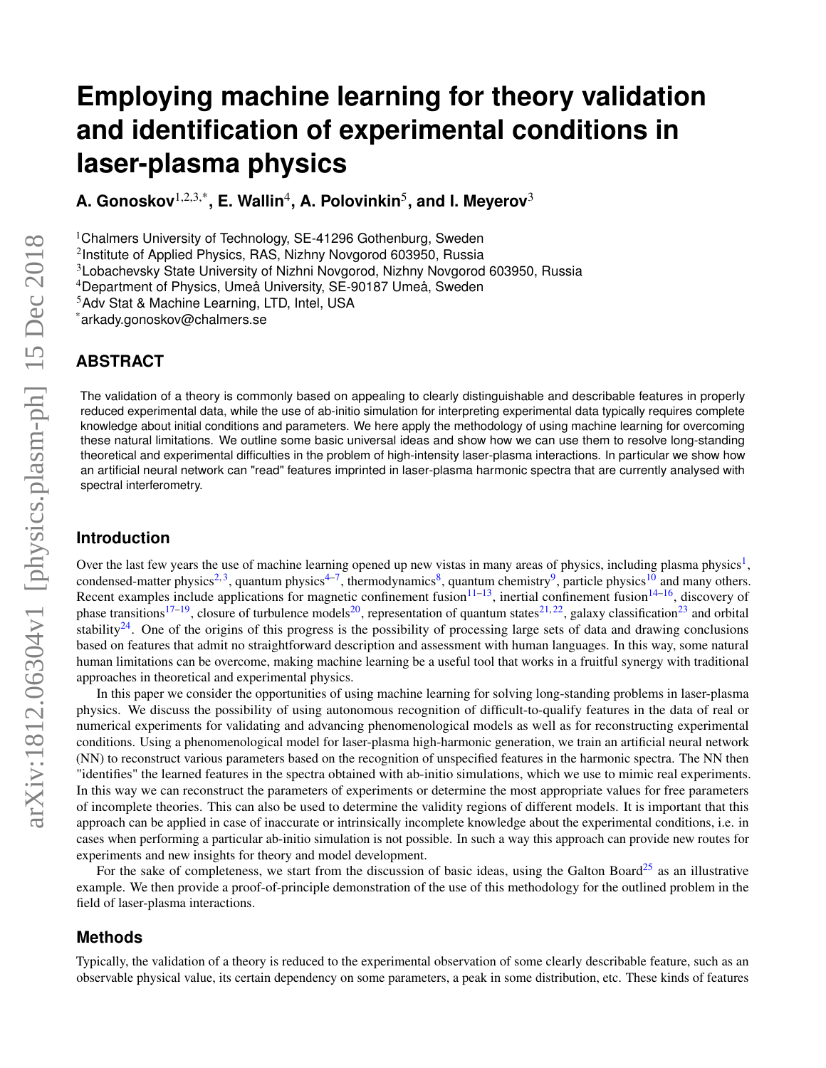# Employing machine learning for theory validation and identification of experimental conditions in laser-plasma physics

**A. Gonoskov[1,2,3,*], E. Wallin[4], A. Polovinkin[5], and I. Meyerov[3]**

[1]Chalmers University of Technology, SE-41296 Gothenburg, Sweden
[2]Institute of Applied Physics, RAS, Nizhny Novgorod 603950, Russia
[3]Lobachevsky State University of Nizhni Novgorod, Nizhny Novgorod 603950, Russia
[4]Department of Physics, Umeå University, SE-90187 Umeå, Sweden
[5]Adv Stat & Machine Learning, LTD, Intel, USA
[*]arkady.gonoskov@chalmers.se

## ABSTRACT

The validation of a theory is commonly based on appealing to clearly distinguishable and describable features in properly reduced experimental data, while the use of ab-initio simulation for interpreting experimental data typically requires complete knowledge about initial conditions and parameters. We here apply the methodology of using machine learning for overcoming these natural limitations. We outline some basic universal ideas and show how we can use them to resolve long-standing theoretical and experimental difficulties in the problem of high-intensity laser-plasma interactions. In particular we show how an artificial neural network can "read" features imprinted in laser-plasma harmonic spectra that are currently analysed with spectral interferometry.

## Introduction

Over the last few years the use of machine learning opened up new vistas in many areas of physics, including plasma physics[1], condensed-matter physics[2,3], quantum physics[4–7], thermodynamics[8], quantum chemistry[9], particle physics[10] and many others. Recent examples include applications for magnetic confinement fusion[11–13], inertial confinement fusion[14–16], discovery of phase transitions[17–19], closure of turbulence models[20], representation of quantum states[21,22], galaxy classification[23] and orbital stability[24]. One of the origins of this progress is the possibility of processing large sets of data and drawing conclusions based on features that admit no straightforward description and assessment with human languages. In this way, some natural human limitations can be overcome, making machine learning be a useful tool that works in a fruitful synergy with traditional approaches in theoretical and experimental physics.

In this paper we consider the opportunities of using machine learning for solving long-standing problems in laser-plasma physics. We discuss the possibility of using autonomous recognition of difficult-to-qualify features in the data of real or numerical experiments for validating and advancing phenomenological models as well as for reconstructing experimental conditions. Using a phenomenological model for laser-plasma high-harmonic generation, we train an artificial neural network (NN) to reconstruct various parameters based on the recognition of unspecified features in the harmonic spectra. The NN then "identifies" the learned features in the spectra obtained with ab-initio simulations, which we use to mimic real experiments. In this way we can reconstruct the parameters of experiments or determine the most appropriate values for free parameters of incomplete theories. This can also be used to determine the validity regions of different models. It is important that this approach can be applied in case of inaccurate or intrinsically incomplete knowledge about the experimental conditions, i.e. in cases when performing a particular ab-initio simulation is not possible. In such a way this approach can provide new routes for experiments and new insights for theory and model development.

For the sake of completeness, we start from the discussion of basic ideas, using the Galton Board[25] as an illustrative example. We then provide a proof-of-principle demonstration of the use of this methodology for the outlined problem in the field of laser-plasma interactions.

## Methods

Typically, the validation of a theory is reduced to the experimental observation of some clearly describable feature, such as an observable physical value, its certain dependency on some parameters, a peak in some distribution, etc. These kinds of features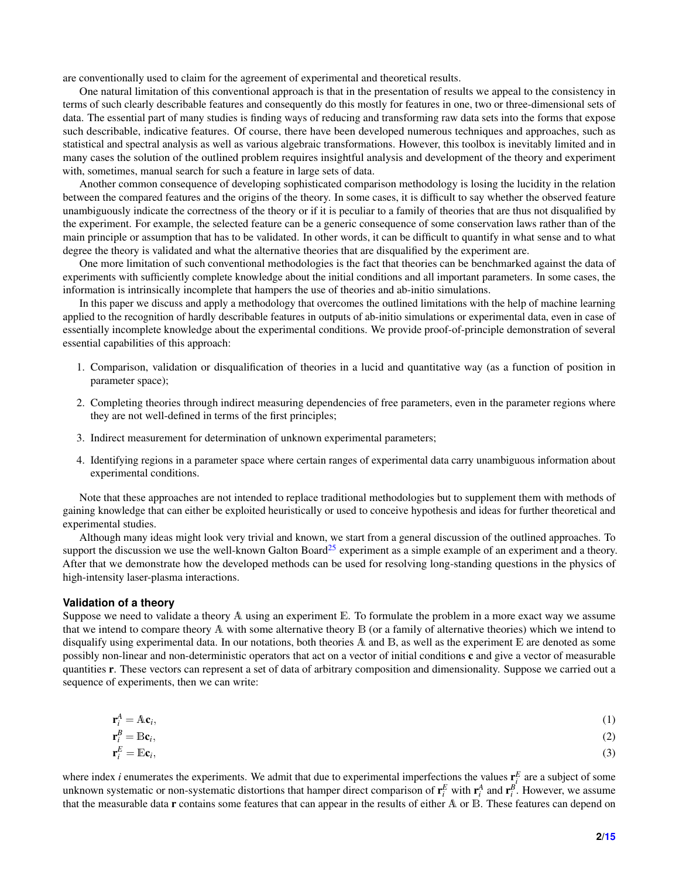are conventionally used to claim for the agreement of experimental and theoretical results.

One natural limitation of this conventional approach is that in the presentation of results we appeal to the consistency in terms of such clearly describable features and consequently do this mostly for features in one, two or three-dimensional sets of data. The essential part of many studies is finding ways of reducing and transforming raw data sets into the forms that expose such describable, indicative features. Of course, there have been developed numerous techniques and approaches, such as statistical and spectral analysis as well as various algebraic transformations. However, this toolbox is inevitably limited and in many cases the solution of the outlined problem requires insightful analysis and development of the theory and experiment with, sometimes, manual search for such a feature in large sets of data.

Another common consequence of developing sophisticated comparison methodology is losing the lucidity in the relation between the compared features and the origins of the theory. In some cases, it is difficult to say whether the observed feature unambiguously indicate the correctness of the theory or if it is peculiar to a family of theories that are thus not disqualified by the experiment. For example, the selected feature can be a generic consequence of some conservation laws rather than of the main principle or assumption that has to be validated. In other words, it can be difficult to quantify in what sense and to what degree the theory is validated and what the alternative theories that are disqualified by the experiment are.

One more limitation of such conventional methodologies is the fact that theories can be benchmarked against the data of experiments with sufficiently complete knowledge about the initial conditions and all important parameters. In some cases, the information is intrinsically incomplete that hampers the use of theories and ab-initio simulations.

In this paper we discuss and apply a methodology that overcomes the outlined limitations with the help of machine learning applied to the recognition of hardly describable features in outputs of ab-initio simulations or experimental data, even in case of essentially incomplete knowledge about the experimental conditions. We provide proof-of-principle demonstration of several essential capabilities of this approach:

1. Comparison, validation or disqualification of theories in a lucid and quantitative way (as a function of position in parameter space);
2. Completing theories through indirect measuring dependencies of free parameters, even in the parameter regions where they are not well-defined in terms of the first principles;
3. Indirect measurement for determination of unknown experimental parameters;
4. Identifying regions in a parameter space where certain ranges of experimental data carry unambiguous information about experimental conditions.

Note that these approaches are not intended to replace traditional methodologies but to supplement them with methods of gaining knowledge that can either be exploited heuristically or used to conceive hypothesis and ideas for further theoretical and experimental studies.

Although many ideas might look very trivial and known, we start from a general discussion of the outlined approaches. To support the discussion we use the well-known Galton Board[25] experiment as a simple example of an experiment and a theory. After that we demonstrate how the developed methods can be used for resolving long-standing questions in the physics of high-intensity laser-plasma interactions.

### Validation of a theory

Suppose we need to validate a theory $\mathbb{A}$ using an experiment $\mathbb{E}$. To formulate the problem in a more exact way we assume that we intend to compare theory $\mathbb{A}$ with some alternative theory $\mathbb{B}$ (or a family of alternative theories) which we intend to disqualify using experimental data. In our notations, both theories $\mathbb{A}$ and $\mathbb{B}$, as well as the experiment $\mathbb{E}$ are denoted as some possibly non-linear and non-deterministic operators that act on a vector of initial conditions $\mathbf{c}$ and give a vector of measurable quantities $\mathbf{r}$. These vectors can represent a set of data of arbitrary composition and dimensionality. Suppose we carried out a sequence of experiments, then we can write:

$$\mathbf{r}_i^A = \mathbb{A}\mathbf{c}_i, \tag{1}$$

$$\mathbf{r}_i^B = \mathbb{B}\mathbf{c}_i, \tag{2}$$

$$\mathbf{r}_i^E = \mathbb{E}\mathbf{c}_i, \tag{3}$$

where index $i$ enumerates the experiments. We admit that due to experimental imperfections the values $\mathbf{r}_i^E$ are a subject of some unknown systematic or non-systematic distortions that hamper direct comparison of $\mathbf{r}_i^E$ with $\mathbf{r}_i^A$ and $\mathbf{r}_i^B$. However, we assume that the measurable data $\mathbf{r}$ contains some features that can appear in the results of either $\mathbb{A}$ or $\mathbb{B}$. These features can depend on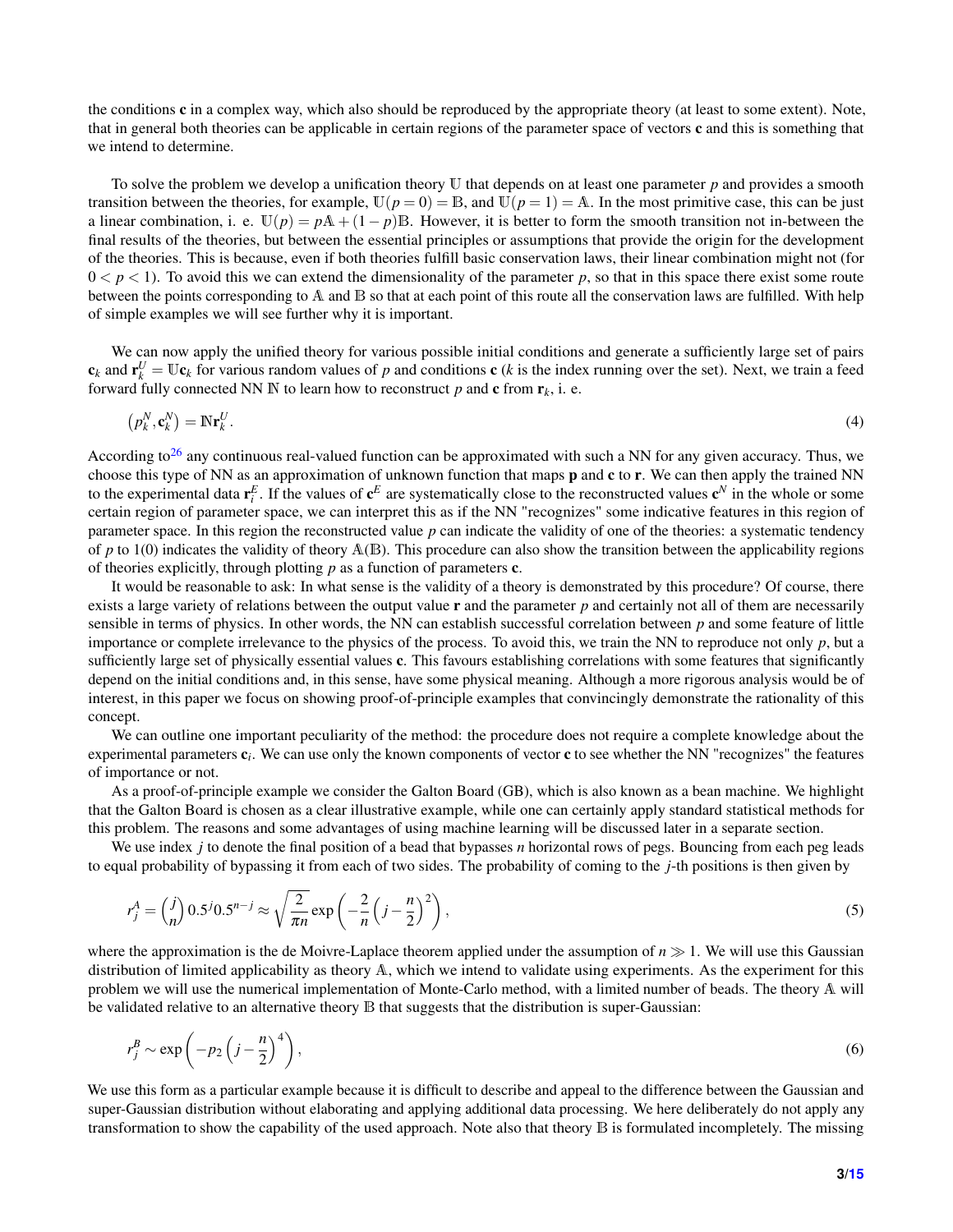the conditions $\mathbf{c}$ in a complex way, which also should be reproduced by the appropriate theory (at least to some extent). Note, that in general both theories can be applicable in certain regions of the parameter space of vectors $\mathbf{c}$ and this is something that we intend to determine.

To solve the problem we develop a unification theory $\mathbb{U}$ that depends on at least one parameter $p$ and provides a smooth transition between the theories, for example, $\mathbb{U}(p=0)=\mathbb{B}$, and $\mathbb{U}(p=1)=\mathbb{A}$. In the most primitive case, this can be just a linear combination, i. e. $\mathbb{U}(p)=p\mathbb{A}+(1-p)\mathbb{B}$. However, it is better to form the smooth transition not in-between the final results of the theories, but between the essential principles or assumptions that provide the origin for the development of the theories. This is because, even if both theories fulfill basic conservation laws, their linear combination might not (for $0<p<1$). To avoid this we can extend the dimensionality of the parameter $p$, so that in this space there exist some route between the points corresponding to $\mathbb{A}$ and $\mathbb{B}$ so that at each point of this route all the conservation laws are fulfilled. With help of simple examples we will see further why it is important.

We can now apply the unified theory for various possible initial conditions and generate a sufficiently large set of pairs $\mathbf{c}_k$ and $\mathbf{r}_k^U=\mathbb{U}\mathbf{c}_k$ for various random values of $p$ and conditions $\mathbf{c}$ ($k$ is the index running over the set). Next, we train a feed forward fully connected NN $\mathbb{N}$ to learn how to reconstruct $p$ and $\mathbf{c}$ from $\mathbf{r}_k$, i. e.

$$\left(p_k^N,\mathbf{c}_k^N\right)=\mathbb{N}\mathbf{r}_k^U. \tag{4}$$

According to[26] any continuous real-valued function can be approximated with such a NN for any given accuracy. Thus, we choose this type of NN as an approximation of unknown function that maps $\mathbf{p}$ and $\mathbf{c}$ to $\mathbf{r}$. We can then apply the trained NN to the experimental data $\mathbf{r}_i^E$. If the values of $\mathbf{c}^E$ are systematically close to the reconstructed values $\mathbf{c}^N$ in the whole or some certain region of parameter space, we can interpret this as if the NN "recognizes" some indicative features in this region of parameter space. In this region the reconstructed value $p$ can indicate the validity of one of the theories: a systematic tendency of $p$ to 1(0) indicates the validity of theory $\mathbb{A}$($\mathbb{B}$). This procedure can also show the transition between the applicability regions of theories explicitly, through plotting $p$ as a function of parameters $\mathbf{c}$.

It would be reasonable to ask: In what sense is the validity of a theory is demonstrated by this procedure? Of course, there exists a large variety of relations between the output value $\mathbf{r}$ and the parameter $p$ and certainly not all of them are necessarily sensible in terms of physics. In other words, the NN can establish successful correlation between $p$ and some feature of little importance or complete irrelevance to the physics of the process. To avoid this, we train the NN to reproduce not only $p$, but a sufficiently large set of physically essential values $\mathbf{c}$. This favours establishing correlations with some features that significantly depend on the initial conditions and, in this sense, have some physical meaning. Although a more rigorous analysis would be of interest, in this paper we focus on showing proof-of-principle examples that convincingly demonstrate the rationality of this concept.

We can outline one important peculiarity of the method: the procedure does not require a complete knowledge about the experimental parameters $\mathbf{c}_i$. We can use only the known components of vector $\mathbf{c}$ to see whether the NN "recognizes" the features of importance or not.

As a proof-of-principle example we consider the Galton Board (GB), which is also known as a bean machine. We highlight that the Galton Board is chosen as a clear illustrative example, while one can certainly apply standard statistical methods for this problem. The reasons and some advantages of using machine learning will be discussed later in a separate section.

We use index $j$ to denote the final position of a bead that bypasses $n$ horizontal rows of pegs. Bouncing from each peg leads to equal probability of bypassing it from each of two sides. The probability of coming to the $j$-th positions is then given by

$$r_j^A=\binom{j}{n}0.5^j 0.5^{n-j}\approx\sqrt{\frac{2}{\pi n}}\exp\left(-\frac{2}{n}\left(j-\frac{n}{2}\right)^2\right), \tag{5}$$

where the approximation is the de Moivre-Laplace theorem applied under the assumption of $n\gg 1$. We will use this Gaussian distribution of limited applicability as theory $\mathbb{A}$, which we intend to validate using experiments. As the experiment for this problem we will use the numerical implementation of Monte-Carlo method, with a limited number of beads. The theory $\mathbb{A}$ will be validated relative to an alternative theory $\mathbb{B}$ that suggests that the distribution is super-Gaussian:

$$r_j^B\sim\exp\left(-p_2\left(j-\frac{n}{2}\right)^4\right), \tag{6}$$

We use this form as a particular example because it is difficult to describe and appeal to the difference between the Gaussian and super-Gaussian distribution without elaborating and applying additional data processing. We here deliberately do not apply any transformation to show the capability of the used approach. Note also that theory $\mathbb{B}$ is formulated incompletely. The missing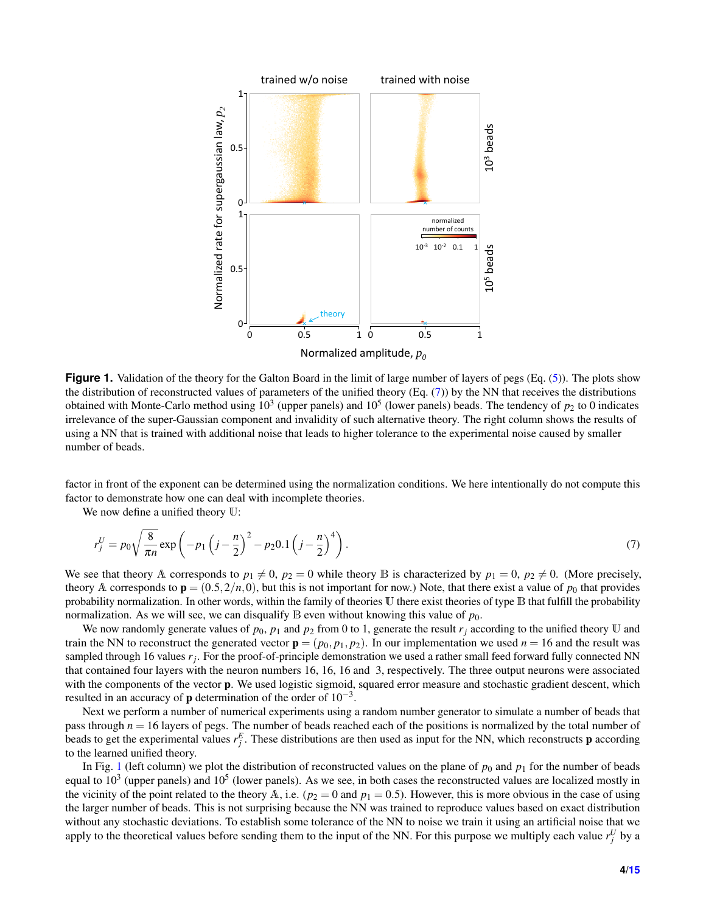**Figure 1.** Validation of the theory for the Galton Board in the limit of large number of layers of pegs (Eq. (5)). The plots show the distribution of reconstructed values of parameters of the unified theory (Eq. (7)) by the NN that receives the distributions obtained with Monte-Carlo method using $10^3$ (upper panels) and $10^5$ (lower panels) beads. The tendency of $p_2$ to 0 indicates irrelevance of the super-Gaussian component and invalidity of such alternative theory. The right column shows the results of using a NN that is trained with additional noise that leads to higher tolerance to the experimental noise caused by smaller number of beads.

factor in front of the exponent can be determined using the normalization conditions. We here intentionally do not compute this factor to demonstrate how one can deal with incomplete theories.

We now define a unified theory $\mathbb{U}$:

$$r_j^U = p_0\sqrt{\frac{8}{\pi n}}\exp\left(-p_1\left(j-\frac{n}{2}\right)^2 - p_2 0.1\left(j-\frac{n}{2}\right)^4\right). \tag{7}$$

We see that theory $\mathbb{A}$ corresponds to $p_1 \neq 0$, $p_2 = 0$ while theory $\mathbb{B}$ is characterized by $p_1 = 0$, $p_2 \neq 0$. (More precisely, theory $\mathbb{A}$ corresponds to $\mathbf{p} = (0.5, 2/n, 0)$, but this is not important for now.) Note, that there exist a value of $p_0$ that provides probability normalization. In other words, within the family of theories $\mathbb{U}$ there exist theories of type $\mathbb{B}$ that fulfill the probability normalization. As we will see, we can disqualify $\mathbb{B}$ even without knowing this value of $p_0$.

We now randomly generate values of $p_0$, $p_1$ and $p_2$ from 0 to 1, generate the result $r_j$ according to the unified theory $\mathbb{U}$ and train the NN to reconstruct the generated vector $\mathbf{p} = (p_0, p_1, p_2)$. In our implementation we used $n = 16$ and the result was sampled through 16 values $r_j$. For the proof-of-principle demonstration we used a rather small feed forward fully connected NN that contained four layers with the neuron numbers 16, 16, 16 and 3, respectively. The three output neurons were associated with the components of the vector $\mathbf{p}$. We used logistic sigmoid, squared error measure and stochastic gradient descent, which resulted in an accuracy of $\mathbf{p}$ determination of the order of $10^{-3}$.

Next we perform a number of numerical experiments using a random number generator to simulate a number of beads that pass through $n = 16$ layers of pegs. The number of beads reached each of the positions is normalized by the total number of beads to get the experimental values $r_j^E$. These distributions are then used as input for the NN, which reconstructs $\mathbf{p}$ according to the learned unified theory.

In Fig. 1 (left column) we plot the distribution of reconstructed values on the plane of $p_0$ and $p_1$ for the number of beads equal to $10^3$ (upper panels) and $10^5$ (lower panels). As we see, in both cases the reconstructed values are localized mostly in the vicinity of the point related to the theory $\mathbb{A}$, i.e. ($p_2 = 0$ and $p_1 = 0.5$). However, this is more obvious in the case of using the larger number of beads. This is not surprising because the NN was trained to reproduce values based on exact distribution without any stochastic deviations. To establish some tolerance of the NN to noise we train it using an artificial noise that we apply to the theoretical values before sending them to the input of the NN. For this purpose we multiply each value $r_j^U$ by a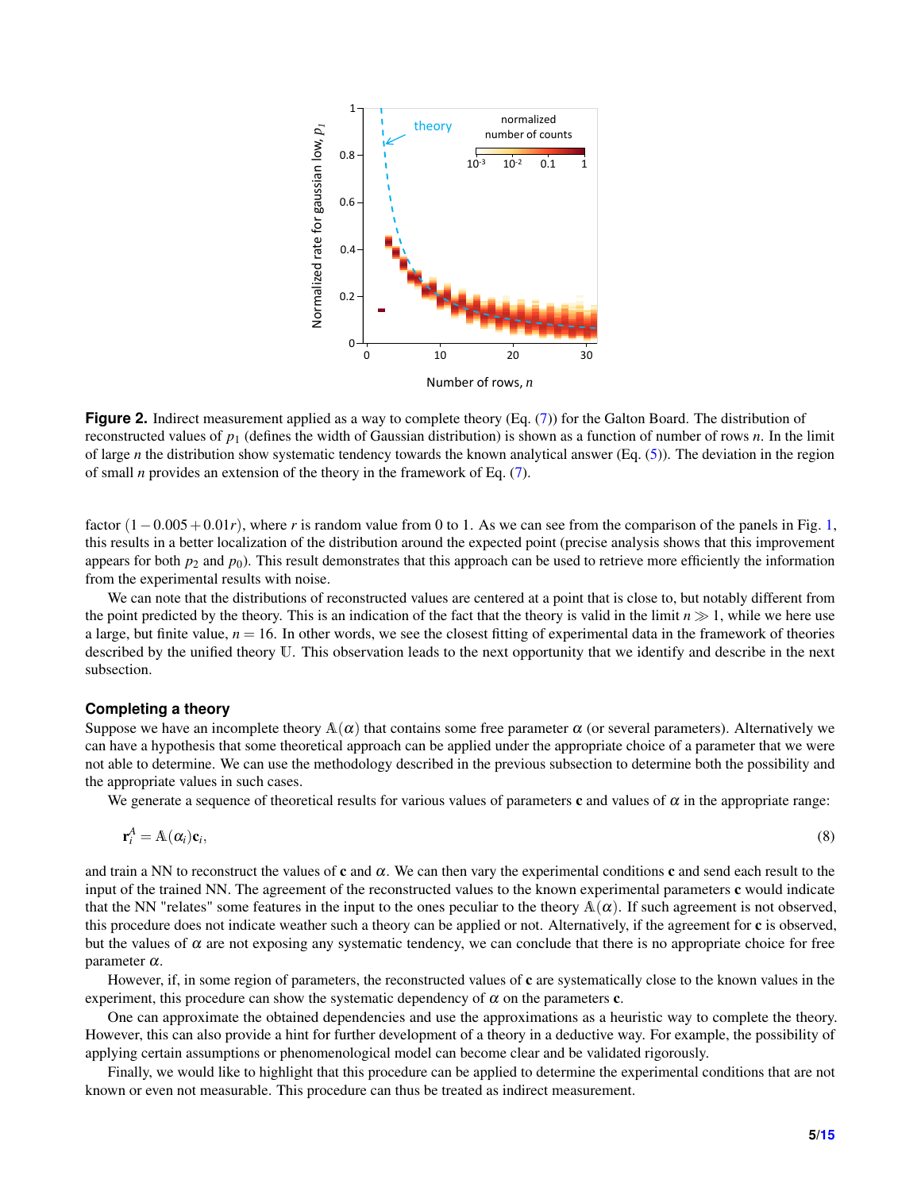**Figure 2.** Indirect measurement applied as a way to complete theory (Eq. (7)) for the Galton Board. The distribution of reconstructed values of $p_1$ (defines the width of Gaussian distribution) is shown as a function of number of rows $n$. In the limit of large $n$ the distribution show systematic tendency towards the known analytical answer (Eq. (5)). The deviation in the region of small $n$ provides an extension of the theory in the framework of Eq. (7).

factor $(1 - 0.005 + 0.01r)$, where $r$ is random value from 0 to 1. As we can see from the comparison of the panels in Fig. 1, this results in a better localization of the distribution around the expected point (precise analysis shows that this improvement appears for both $p_2$ and $p_0$). This result demonstrates that this approach can be used to retrieve more efficiently the information from the experimental results with noise.

We can note that the distributions of reconstructed values are centered at a point that is close to, but notably different from the point predicted by the theory. This is an indication of the fact that the theory is valid in the limit $n \gg 1$, while we here use a large, but finite value, $n = 16$. In other words, we see the closest fitting of experimental data in the framework of theories described by the unified theory $\mathbb{U}$. This observation leads to the next opportunity that we identify and describe in the next subsection.

### Completing a theory

Suppose we have an incomplete theory $\mathbb{A}(\alpha)$ that contains some free parameter $\alpha$ (or several parameters). Alternatively we can have a hypothesis that some theoretical approach can be applied under the appropriate choice of a parameter that we were not able to determine. We can use the methodology described in the previous subsection to determine both the possibility and the appropriate values in such cases.

We generate a sequence of theoretical results for various values of parameters $\mathbf{c}$ and values of $\alpha$ in the appropriate range:

$$\mathbf{r}_i^A = \mathbb{A}(\alpha_i)\mathbf{c}_i, \tag{8}$$

and train a NN to reconstruct the values of $\mathbf{c}$ and $\alpha$. We can then vary the experimental conditions $\mathbf{c}$ and send each result to the input of the trained NN. The agreement of the reconstructed values to the known experimental parameters $\mathbf{c}$ would indicate that the NN "relates" some features in the input to the ones peculiar to the theory $\mathbb{A}(\alpha)$. If such agreement is not observed, this procedure does not indicate weather such a theory can be applied or not. Alternatively, if the agreement for $\mathbf{c}$ is observed, but the values of $\alpha$ are not exposing any systematic tendency, we can conclude that there is no appropriate choice for free parameter $\alpha$.

However, if, in some region of parameters, the reconstructed values of $\mathbf{c}$ are systematically close to the known values in the experiment, this procedure can show the systematic dependency of $\alpha$ on the parameters $\mathbf{c}$.

One can approximate the obtained dependencies and use the approximations as a heuristic way to complete the theory. However, this can also provide a hint for further development of a theory in a deductive way. For example, the possibility of applying certain assumptions or phenomenological model can become clear and be validated rigorously.

Finally, we would like to highlight that this procedure can be applied to determine the experimental conditions that are not known or even not measurable. This procedure can thus be treated as indirect measurement.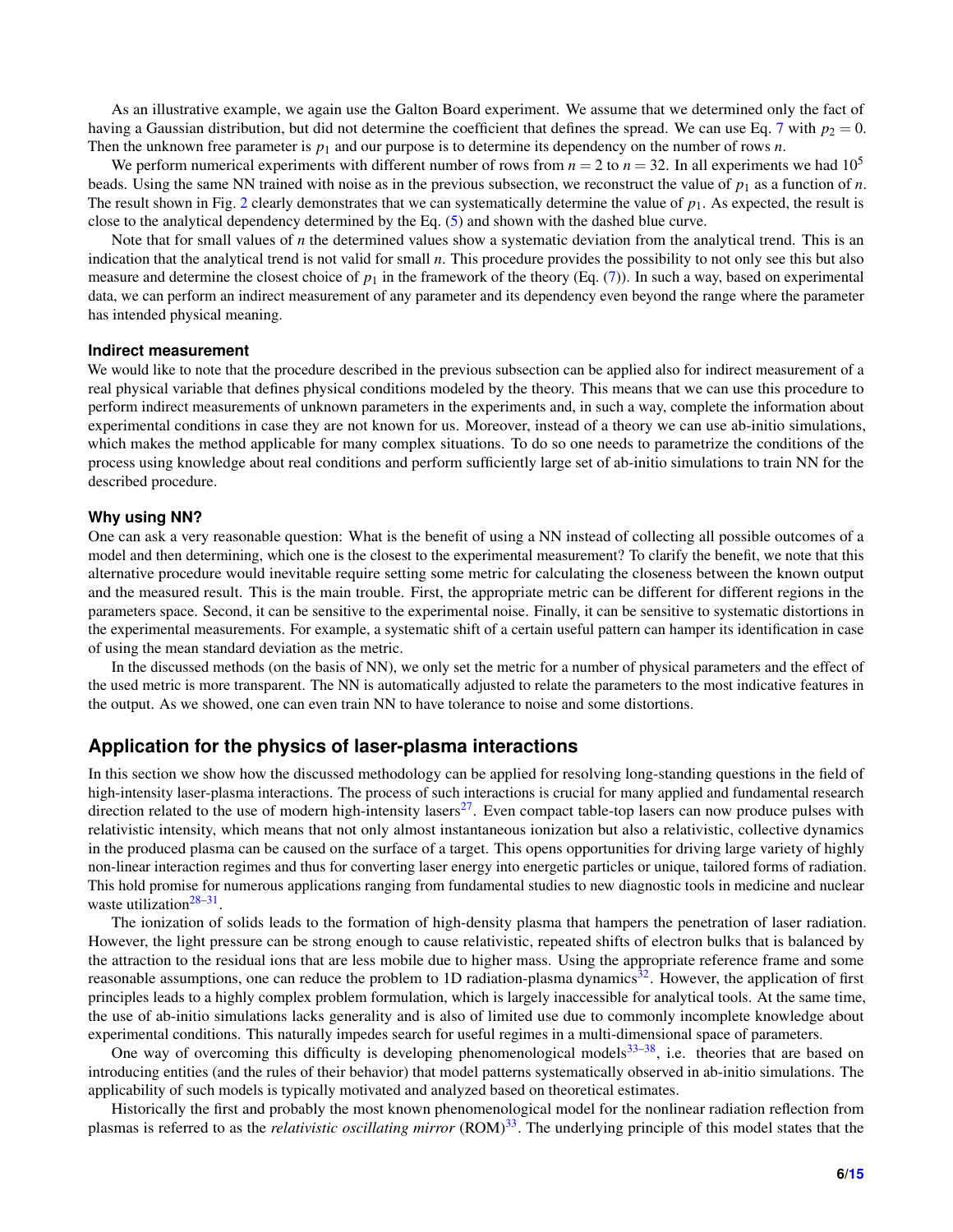As an illustrative example, we again use the Galton Board experiment. We assume that we determined only the fact of having a Gaussian distribution, but did not determine the coefficient that defines the spread. We can use Eq. 7 with $p_2 = 0$. Then the unknown free parameter is $p_1$ and our purpose is to determine its dependency on the number of rows $n$.

We perform numerical experiments with different number of rows from $n = 2$ to $n = 32$. In all experiments we had $10^5$ beads. Using the same NN trained with noise as in the previous subsection, we reconstruct the value of $p_1$ as a function of $n$. The result shown in Fig. 2 clearly demonstrates that we can systematically determine the value of $p_1$. As expected, the result is close to the analytical dependency determined by the Eq. (5) and shown with the dashed blue curve.

Note that for small values of $n$ the determined values show a systematic deviation from the analytical trend. This is an indication that the analytical trend is not valid for small $n$. This procedure provides the possibility to not only see this but also measure and determine the closest choice of $p_1$ in the framework of the theory (Eq. (7)). In such a way, based on experimental data, we can perform an indirect measurement of any parameter and its dependency even beyond the range where the parameter has intended physical meaning.

### Indirect measurement

We would like to note that the procedure described in the previous subsection can be applied also for indirect measurement of a real physical variable that defines physical conditions modeled by the theory. This means that we can use this procedure to perform indirect measurements of unknown parameters in the experiments and, in such a way, complete the information about experimental conditions in case they are not known for us. Moreover, instead of a theory we can use ab-initio simulations, which makes the method applicable for many complex situations. To do so one needs to parametrize the conditions of the process using knowledge about real conditions and perform sufficiently large set of ab-initio simulations to train NN for the described procedure.

### Why using NN?

One can ask a very reasonable question: What is the benefit of using a NN instead of collecting all possible outcomes of a model and then determining, which one is the closest to the experimental measurement? To clarify the benefit, we note that this alternative procedure would inevitable require setting some metric for calculating the closeness between the known output and the measured result. This is the main trouble. First, the appropriate metric can be different for different regions in the parameters space. Second, it can be sensitive to the experimental noise. Finally, it can be sensitive to systematic distortions in the experimental measurements. For example, a systematic shift of a certain useful pattern can hamper its identification in case of using the mean standard deviation as the metric.

In the discussed methods (on the basis of NN), we only set the metric for a number of physical parameters and the effect of the used metric is more transparent. The NN is automatically adjusted to relate the parameters to the most indicative features in the output. As we showed, one can even train NN to have tolerance to noise and some distortions.

## Application for the physics of laser-plasma interactions

In this section we show how the discussed methodology can be applied for resolving long-standing questions in the field of high-intensity laser-plasma interactions. The process of such interactions is crucial for many applied and fundamental research direction related to the use of modern high-intensity lasers[27]. Even compact table-top lasers can now produce pulses with relativistic intensity, which means that not only almost instantaneous ionization but also a relativistic, collective dynamics in the produced plasma can be caused on the surface of a target. This opens opportunities for driving large variety of highly non-linear interaction regimes and thus for converting laser energy into energetic particles or unique, tailored forms of radiation. This hold promise for numerous applications ranging from fundamental studies to new diagnostic tools in medicine and nuclear waste utilization[28–31].

The ionization of solids leads to the formation of high-density plasma that hampers the penetration of laser radiation. However, the light pressure can be strong enough to cause relativistic, repeated shifts of electron bulks that is balanced by the attraction to the residual ions that are less mobile due to higher mass. Using the appropriate reference frame and some reasonable assumptions, one can reduce the problem to 1D radiation-plasma dynamics[32]. However, the application of first principles leads to a highly complex problem formulation, which is largely inaccessible for analytical tools. At the same time, the use of ab-initio simulations lacks generality and is also of limited use due to commonly incomplete knowledge about experimental conditions. This naturally impedes search for useful regimes in a multi-dimensional space of parameters.

One way of overcoming this difficulty is developing phenomenological models[33–38], i.e. theories that are based on introducing entities (and the rules of their behavior) that model patterns systematically observed in ab-initio simulations. The applicability of such models is typically motivated and analyzed based on theoretical estimates.

Historically the first and probably the most known phenomenological model for the nonlinear radiation reflection from plasmas is referred to as the *relativistic oscillating mirror* (ROM)[33]. The underlying principle of this model states that the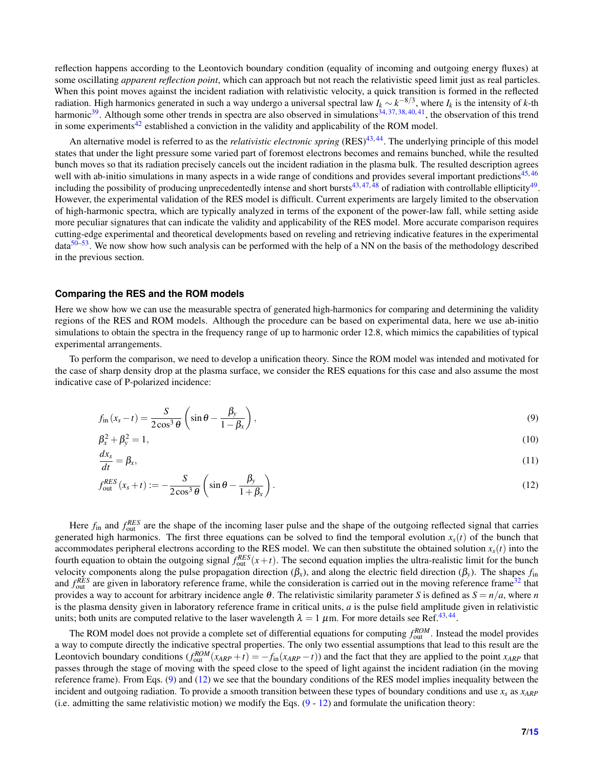reflection happens according to the Leontovich boundary condition (equality of incoming and outgoing energy fluxes) at some oscillating *apparent reflection point*, which can approach but not reach the relativistic speed limit just as real particles. When this point moves against the incident radiation with relativistic velocity, a quick transition is formed in the reflected radiation. High harmonics generated in such a way undergo a universal spectral law $I_k \sim k^{-8/3}$, where $I_k$ is the intensity of $k$-th harmonic[39]. Although some other trends in spectra are also observed in simulations[34,37,38,40,41], the observation of this trend in some experiments[42] established a conviction in the validity and applicability of the ROM model.

An alternative model is referred to as the *relativistic electronic spring* (RES)[43,44]. The underlying principle of this model states that under the light pressure some varied part of foremost electrons becomes and remains bunched, while the resulted bunch moves so that its radiation precisely cancels out the incident radiation in the plasma bulk. The resulted description agrees well with ab-initio simulations in many aspects in a wide range of conditions and provides several important predictions[45,46] including the possibility of producing unprecedentedly intense and short bursts[43,47,48] of radiation with controllable ellipticity[49]. However, the experimental validation of the RES model is difficult. Current experiments are largely limited to the observation of high-harmonic spectra, which are typically analyzed in terms of the exponent of the power-law fall, while setting aside more peculiar signatures that can indicate the validity and applicability of the RES model. More accurate comparison requires cutting-edge experimental and theoretical developments based on reveling and retrieving indicative features in the experimental data[50–53]. We now show how such analysis can be performed with the help of a NN on the basis of the methodology described in the previous section.

### Comparing the RES and the ROM models

Here we show how we can use the measurable spectra of generated high-harmonics for comparing and determining the validity regions of the RES and ROM models. Although the procedure can be based on experimental data, here we use ab-initio simulations to obtain the spectra in the frequency range of up to harmonic order 12.8, which mimics the capabilities of typical experimental arrangements.

To perform the comparison, we need to develop a unification theory. Since the ROM model was intended and motivated for the case of sharp density drop at the plasma surface, we consider the RES equations for this case and also assume the most indicative case of P-polarized incidence:

$$f_{\text{in}}(x_s - t) = \frac{S}{2\cos^3\theta}\left(\sin\theta - \frac{\beta_y}{1-\beta_x}\right), \tag{9}$$

$$\beta_x^2 + \beta_y^2 = 1, \tag{10}$$

$$\frac{dx_s}{dt} = \beta_x, \tag{11}$$

$$f_{\text{out}}^{RES}(x_s + t) := -\frac{S}{2\cos^3\theta}\left(\sin\theta - \frac{\beta_y}{1+\beta_x}\right). \tag{12}$$

Here $f_{\text{in}}$ and $f_{\text{out}}^{RES}$ are the shape of the incoming laser pulse and the shape of the outgoing reflected signal that carries generated high harmonics. The first three equations can be solved to find the temporal evolution $x_s(t)$ of the bunch that accommodates peripheral electrons according to the RES model. We can then substitute the obtained solution $x_s(t)$ into the fourth equation to obtain the outgoing signal $f_{\text{out}}^{RES}(x+t)$. The second equation implies the ultra-realistic limit for the bunch velocity components along the pulse propagation direction ($\beta_x$), and along the electric field direction ($\beta_y$). The shapes $f_{\text{in}}$ and $f_{\text{out}}^{RES}$ are given in laboratory reference frame, while the consideration is carried out in the moving reference frame[32] that provides a way to account for arbitrary incidence angle $\theta$. The relativistic similarity parameter $S$ is defined as $S = n/a$, where $n$ is the plasma density given in laboratory reference frame in critical units, $a$ is the pulse field amplitude given in relativistic units; both units are computed relative to the laser wavelength $\lambda = 1\ \mu$m. For more details see Ref.[43,44].

The ROM model does not provide a complete set of differential equations for computing $f_{\text{out}}^{ROM}$. Instead the model provides a way to compute directly the indicative spectral properties. The only two essential assumptions that lead to this result are the Leontovich boundary conditions ($f_{\text{out}}^{ROM}(x_{ARP} + t) = -f_{\text{in}}(x_{ARP} - t)$) and the fact that they are applied to the point $x_{ARP}$ that passes through the stage of moving with the speed close to the speed of light against the incident radiation (in the moving reference frame). From Eqs. (9) and (12) we see that the boundary conditions of the RES model implies inequality between the incident and outgoing radiation. To provide a smooth transition between these types of boundary conditions and use $x_s$ as $x_{ARP}$ (i.e. admitting the same relativistic motion) we modify the Eqs. (9 - 12) and formulate the unification theory: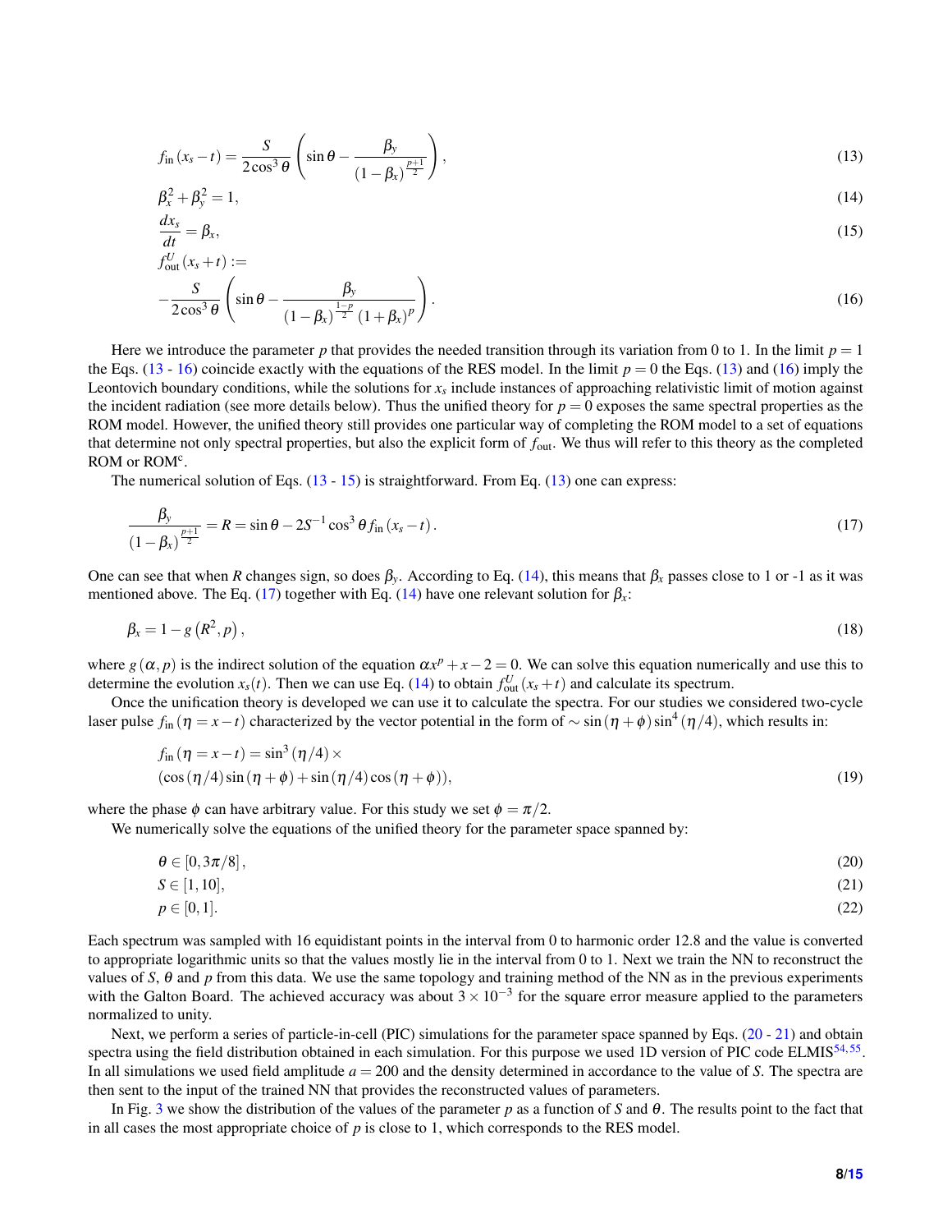$$f_{\text{in}}(x_s - t) = \frac{S}{2\cos^3\theta}\left(\sin\theta - \frac{\beta_y}{(1-\beta_x)^{\frac{p+1}{2}}}\right), \tag{13}$$

$$\beta_x^2 + \beta_y^2 = 1, \tag{14}$$

$$\frac{dx_s}{dt} = \beta_x, \tag{15}$$

$$f_{\text{out}}^U(x_s + t) := -\frac{S}{2\cos^3\theta}\left(\sin\theta - \frac{\beta_y}{(1-\beta_x)^{\frac{1-p}{2}}(1+\beta_x)^p}\right). \tag{16}$$

Here we introduce the parameter $p$ that provides the needed transition through its variation from 0 to 1. In the limit $p = 1$ the Eqs. (13 - 16) coincide exactly with the equations of the RES model. In the limit $p = 0$ the Eqs. (13) and (16) imply the Leontovich boundary conditions, while the solutions for $x_s$ include instances of approaching relativistic limit of motion against the incident radiation (see more details below). Thus the unified theory for $p = 0$ exposes the same spectral properties as the ROM model. However, the unified theory still provides one particular way of completing the ROM model to a set of equations that determine not only spectral properties, but also the explicit form of $f_{\text{out}}$. We thus will refer to this theory as the completed ROM or ROM$^c$.

The numerical solution of Eqs. (13 - 15) is straightforward. From Eq. (13) one can express:

$$\frac{\beta_y}{(1-\beta_x)^{\frac{p+1}{2}}} = R = \sin\theta - 2S^{-1}\cos^3\theta f_{\text{in}}(x_s - t). \tag{17}$$

One can see that when $R$ changes sign, so does $\beta_y$. According to Eq. (14), this means that $\beta_x$ passes close to 1 or -1 as it was mentioned above. The Eq. (17) together with Eq. (14) have one relevant solution for $\beta_x$:

$$\beta_x = 1 - g\left(R^2, p\right), \tag{18}$$

where $g(\alpha, p)$ is the indirect solution of the equation $\alpha x^p + x - 2 = 0$. We can solve this equation numerically and use this to determine the evolution $x_s(t)$. Then we can use Eq. (14) to obtain $f_{\text{out}}^U(x_s + t)$ and calculate its spectrum.

Once the unification theory is developed we can use it to calculate the spectra. For our studies we considered two-cycle laser pulse $f_{\text{in}}(\eta = x - t)$ characterized by the vector potential in the form of $\sim \sin(\eta + \phi)\sin^4(\eta/4)$, which results in:

$$f_{\text{in}}(\eta = x - t) = \sin^3(\eta/4) \times (\cos(\eta/4)\sin(\eta + \phi) + \sin(\eta/4)\cos(\eta + \phi)), \tag{19}$$

where the phase $\phi$ can have arbitrary value. For this study we set $\phi = \pi/2$.

We numerically solve the equations of the unified theory for the parameter space spanned by:

$$\theta \in [0, 3\pi/8], \tag{20}$$

$$S \in [1, 10], \tag{21}$$

$$p \in [0, 1]. \tag{22}$$

Each spectrum was sampled with 16 equidistant points in the interval from 0 to harmonic order 12.8 and the value is converted to appropriate logarithmic units so that the values mostly lie in the interval from 0 to 1. Next we train the NN to reconstruct the values of $S$, $\theta$ and $p$ from this data. We use the same topology and training method of the NN as in the previous experiments with the Galton Board. The achieved accuracy was about $3 \times 10^{-3}$ for the square error measure applied to the parameters normalized to unity.

Next, we perform a series of particle-in-cell (PIC) simulations for the parameter space spanned by Eqs. (20 - 21) and obtain spectra using the field distribution obtained in each simulation. For this purpose we used 1D version of PIC code ELMIS[54,55]. In all simulations we used field amplitude $a = 200$ and the density determined in accordance to the value of $S$. The spectra are then sent to the input of the trained NN that provides the reconstructed values of parameters.

In Fig. 3 we show the distribution of the values of the parameter $p$ as a function of $S$ and $\theta$. The results point to the fact that in all cases the most appropriate choice of $p$ is close to 1, which corresponds to the RES model.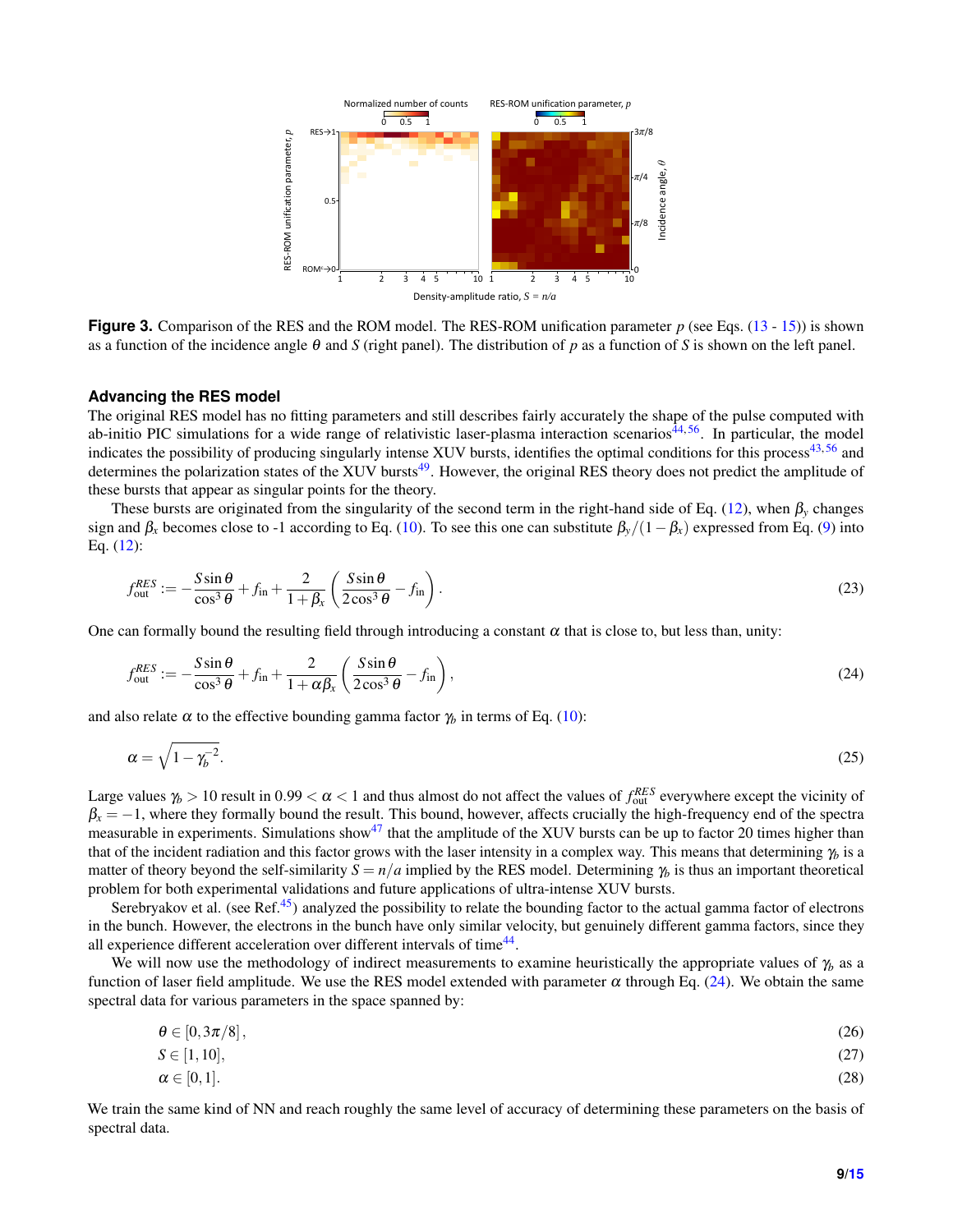**Figure 3.** Comparison of the RES and the ROM model. The RES-ROM unification parameter $p$ (see Eqs. (13 - 15)) is shown as a function of the incidence angle $\theta$ and $S$ (right panel). The distribution of $p$ as a function of $S$ is shown on the left panel.

### Advancing the RES model

The original RES model has no fitting parameters and still describes fairly accurately the shape of the pulse computed with ab-initio PIC simulations for a wide range of relativistic laser-plasma interaction scenarios[44,56]. In particular, the model indicates the possibility of producing singularly intense XUV bursts, identifies the optimal conditions for this process[43,56] and determines the polarization states of the XUV bursts[49]. However, the original RES theory does not predict the amplitude of these bursts that appear as singular points for the theory.

These bursts are originated from the singularity of the second term in the right-hand side of Eq. (12), when $\beta_y$ changes sign and $\beta_x$ becomes close to -1 according to Eq. (10). To see this one can substitute $\beta_y/(1-\beta_x)$ expressed from Eq. (9) into Eq. (12):

$$f_{\text{out}}^{RES} := -\frac{S\sin\theta}{\cos^3\theta} + f_{\text{in}} + \frac{2}{1+\beta_x}\left(\frac{S\sin\theta}{2\cos^3\theta} - f_{\text{in}}\right). \tag{23}$$

One can formally bound the resulting field through introducing a constant $\alpha$ that is close to, but less than, unity:

$$f_{\text{out}}^{RES} := -\frac{S\sin\theta}{\cos^3\theta} + f_{\text{in}} + \frac{2}{1+\alpha\beta_x}\left(\frac{S\sin\theta}{2\cos^3\theta} - f_{\text{in}}\right), \tag{24}$$

and also relate $\alpha$ to the effective bounding gamma factor $\gamma_b$ in terms of Eq. (10):

$$\alpha = \sqrt{1-\gamma_b^{-2}}. \tag{25}$$

Large values $\gamma_b > 10$ result in $0.99 < \alpha < 1$ and thus almost do not affect the values of $f_{\text{out}}^{RES}$ everywhere except the vicinity of $\beta_x = -1$, where they formally bound the result. This bound, however, affects crucially the high-frequency end of the spectra measurable in experiments. Simulations show[47] that the amplitude of the XUV bursts can be up to factor 20 times higher than that of the incident radiation and this factor grows with the laser intensity in a complex way. This means that determining $\gamma_b$ is a matter of theory beyond the self-similarity $S = n/a$ implied by the RES model. Determining $\gamma_b$ is thus an important theoretical problem for both experimental validations and future applications of ultra-intense XUV bursts.

Serebryakov et al. (see Ref.[45]) analyzed the possibility to relate the bounding factor to the actual gamma factor of electrons in the bunch. However, the electrons in the bunch have only similar velocity, but genuinely different gamma factors, since they all experience different acceleration over different intervals of time[44].

We will now use the methodology of indirect measurements to examine heuristically the appropriate values of $\gamma_b$ as a function of laser field amplitude. We use the RES model extended with parameter $\alpha$ through Eq. (24). We obtain the same spectral data for various parameters in the space spanned by:

$$\theta \in [0, 3\pi/8], \tag{26}$$

$$S \in [1, 10], \tag{27}$$

$$\alpha \in [0, 1]. \tag{28}$$

We train the same kind of NN and reach roughly the same level of accuracy of determining these parameters on the basis of spectral data.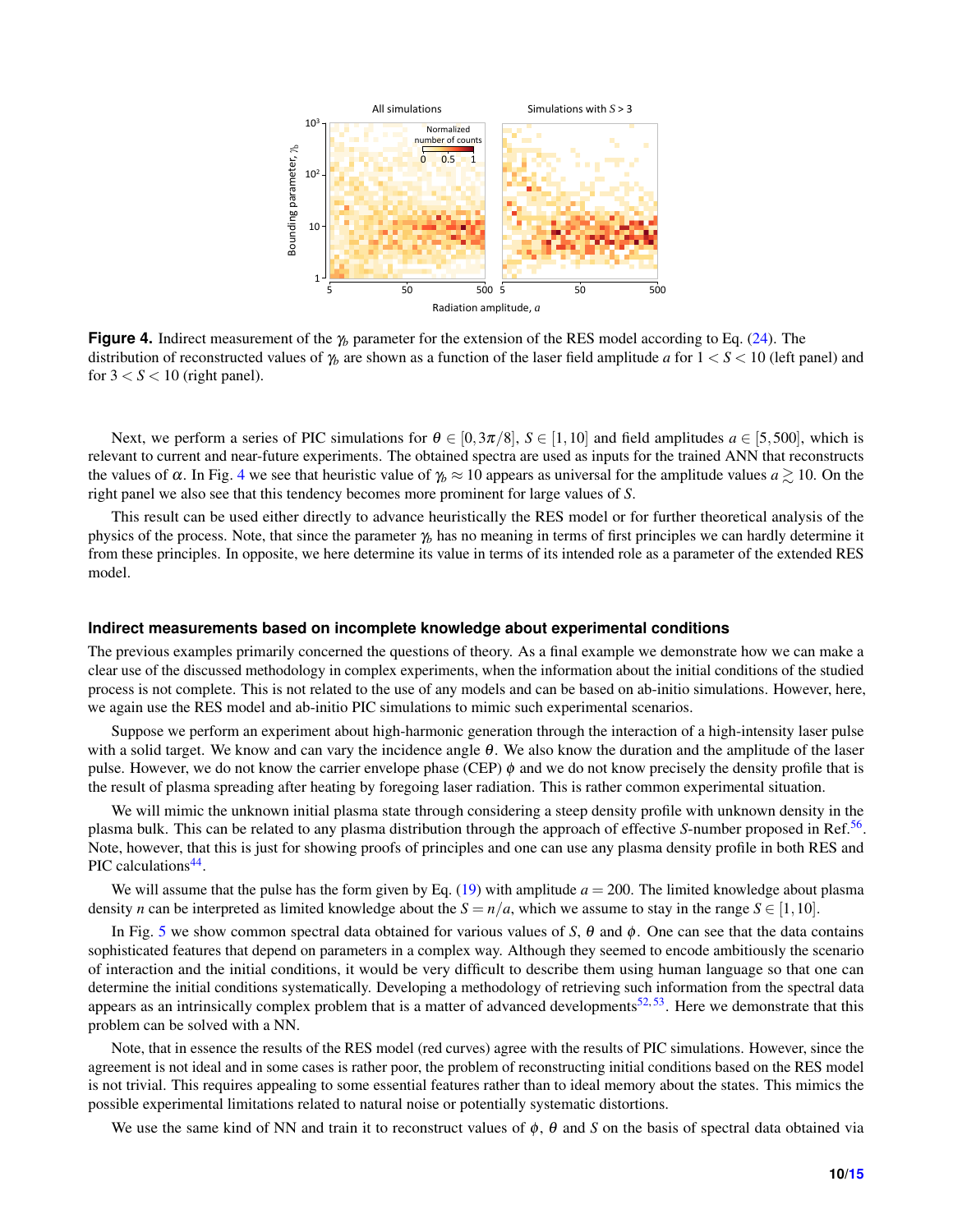**Figure 4.** Indirect measurement of the $\gamma_b$ parameter for the extension of the RES model according to Eq. (24). The distribution of reconstructed values of $\gamma_b$ are shown as a function of the laser field amplitude $a$ for $1 < S < 10$ (left panel) and for $3 < S < 10$ (right panel).

Next, we perform a series of PIC simulations for $\theta \in [0, 3\pi/8]$, $S \in [1, 10]$ and field amplitudes $a \in [5, 500]$, which is relevant to current and near-future experiments. The obtained spectra are used as inputs for the trained ANN that reconstructs the values of $\alpha$. In Fig. 4 we see that heuristic value of $\gamma_b \approx 10$ appears as universal for the amplitude values $a \gtrsim 10$. On the right panel we also see that this tendency becomes more prominent for large values of $S$.

This result can be used either directly to advance heuristically the RES model or for further theoretical analysis of the physics of the process. Note, that since the parameter $\gamma_b$ has no meaning in terms of first principles we can hardly determine it from these principles. In opposite, we here determine its value in terms of its intended role as a parameter of the extended RES model.

### Indirect measurements based on incomplete knowledge about experimental conditions

The previous examples primarily concerned the questions of theory. As a final example we demonstrate how we can make a clear use of the discussed methodology in complex experiments, when the information about the initial conditions of the studied process is not complete. This is not related to the use of any models and can be based on ab-initio simulations. However, here, we again use the RES model and ab-initio PIC simulations to mimic such experimental scenarios.

Suppose we perform an experiment about high-harmonic generation through the interaction of a high-intensity laser pulse with a solid target. We know and can vary the incidence angle $\theta$. We also know the duration and the amplitude of the laser pulse. However, we do not know the carrier envelope phase (CEP) $\phi$ and we do not know precisely the density profile that is the result of plasma spreading after heating by foregoing laser radiation. This is rather common experimental situation.

We will mimic the unknown initial plasma state through considering a steep density profile with unknown density in the plasma bulk. This can be related to any plasma distribution through the approach of effective $S$-number proposed in Ref.[56]. Note, however, that this is just for showing proofs of principles and one can use any plasma density profile in both RES and PIC calculations[44].

We will assume that the pulse has the form given by Eq. (19) with amplitude $a = 200$. The limited knowledge about plasma density $n$ can be interpreted as limited knowledge about the $S = n/a$, which we assume to stay in the range $S \in [1, 10]$.

In Fig. 5 we show common spectral data obtained for various values of $S$, $\theta$ and $\phi$. One can see that the data contains sophisticated features that depend on parameters in a complex way. Although they seemed to encode ambitiously the scenario of interaction and the initial conditions, it would be very difficult to describe them using human language so that one can determine the initial conditions systematically. Developing a methodology of retrieving such information from the spectral data appears as an intrinsically complex problem that is a matter of advanced developments[52,53]. Here we demonstrate that this problem can be solved with a NN.

Note, that in essence the results of the RES model (red curves) agree with the results of PIC simulations. However, since the agreement is not ideal and in some cases is rather poor, the problem of reconstructing initial conditions based on the RES model is not trivial. This requires appealing to some essential features rather than to ideal memory about the states. This mimics the possible experimental limitations related to natural noise or potentially systematic distortions.

We use the same kind of NN and train it to reconstruct values of $\phi$, $\theta$ and $S$ on the basis of spectral data obtained via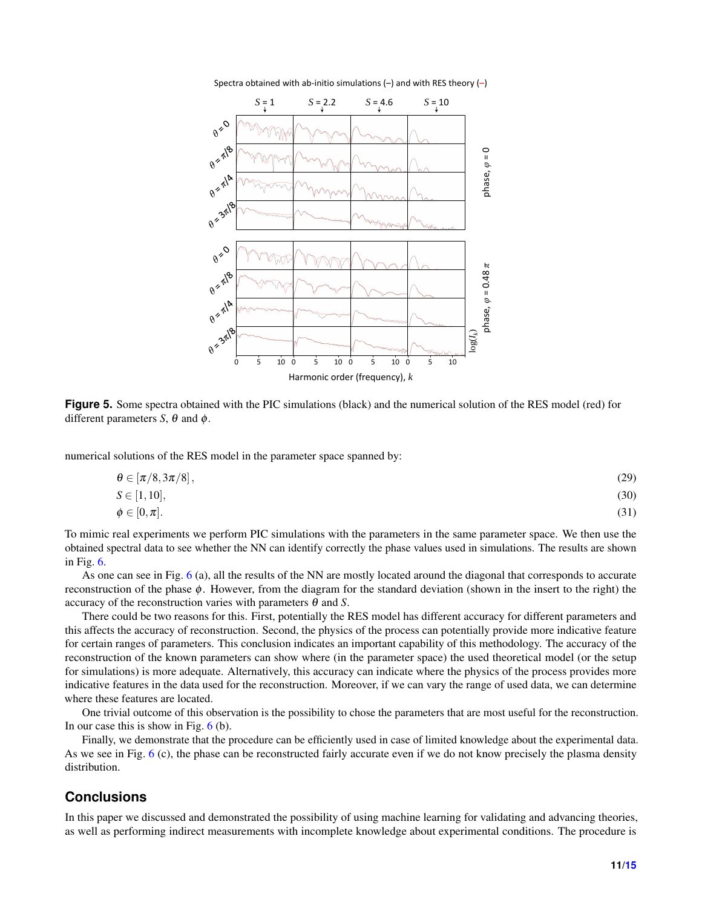**Figure 5.** Some spectra obtained with the PIC simulations (black) and the numerical solution of the RES model (red) for different parameters $S$, $\theta$ and $\phi$.

numerical solutions of the RES model in the parameter space spanned by:

$$\theta \in [\pi/8, 3\pi/8], \tag{29}$$

$$S \in [1, 10], \tag{30}$$

$$\phi \in [0, \pi]. \tag{31}$$

To mimic real experiments we perform PIC simulations with the parameters in the same parameter space. We then use the obtained spectral data to see whether the NN can identify correctly the phase values used in simulations. The results are shown in Fig. 6.

As one can see in Fig. 6 (a), all the results of the NN are mostly located around the diagonal that corresponds to accurate reconstruction of the phase $\phi$. However, from the diagram for the standard deviation (shown in the insert to the right) the accuracy of the reconstruction varies with parameters $\theta$ and $S$.

There could be two reasons for this. First, potentially the RES model has different accuracy for different parameters and this affects the accuracy of reconstruction. Second, the physics of the process can potentially provide more indicative feature for certain ranges of parameters. This conclusion indicates an important capability of this methodology. The accuracy of the reconstruction of the known parameters can show where (in the parameter space) the used theoretical model (or the setup for simulations) is more adequate. Alternatively, this accuracy can indicate where the physics of the process provides more indicative features in the data used for the reconstruction. Moreover, if we can vary the range of used data, we can determine where these features are located.

One trivial outcome of this observation is the possibility to chose the parameters that are most useful for the reconstruction. In our case this is show in Fig. 6 (b).

Finally, we demonstrate that the procedure can be efficiently used in case of limited knowledge about the experimental data. As we see in Fig. 6 (c), the phase can be reconstructed fairly accurate even if we do not know precisely the plasma density distribution.

## Conclusions

In this paper we discussed and demonstrated the possibility of using machine learning for validating and advancing theories, as well as performing indirect measurements with incomplete knowledge about experimental conditions. The procedure is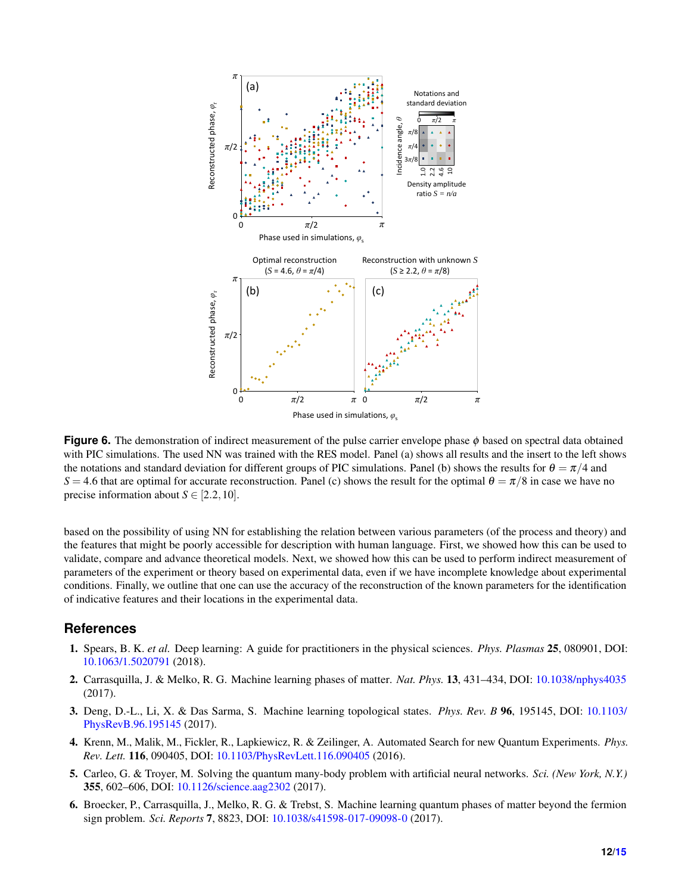**Figure 6.** The demonstration of indirect measurement of the pulse carrier envelope phase $\phi$ based on spectral data obtained with PIC simulations. The used NN was trained with the RES model. Panel (a) shows all results and the insert to the left shows the notations and standard deviation for different groups of PIC simulations. Panel (b) shows the results for $\theta = \pi/4$ and $S = 4.6$ that are optimal for accurate reconstruction. Panel (c) shows the result for the optimal $\theta = \pi/8$ in case we have no precise information about $S \in [2.2, 10]$.

based on the possibility of using NN for establishing the relation between various parameters (of the process and theory) and the features that might be poorly accessible for description with human language. First, we showed how this can be used to validate, compare and advance theoretical models. Next, we showed how this can be used to perform indirect measurement of parameters of the experiment or theory based on experimental data, even if we have incomplete knowledge about experimental conditions. Finally, we outline that one can use the accuracy of the reconstruction of the known parameters for the identification of indicative features and their locations in the experimental data.

## References

1. Spears, B. K. *et al.* Deep learning: A guide for practitioners in the physical sciences. *Phys. Plasmas* **25**, 080901, DOI: 10.1063/1.5020791 (2018).
2. Carrasquilla, J. & Melko, R. G. Machine learning phases of matter. *Nat. Phys.* **13**, 431–434, DOI: 10.1038/nphys4035 (2017).
3. Deng, D.-L., Li, X. & Das Sarma, S. Machine learning topological states. *Phys. Rev. B* **96**, 195145, DOI: 10.1103/PhysRevB.96.195145 (2017).
4. Krenn, M., Malik, M., Fickler, R., Lapkiewicz, R. & Zeilinger, A. Automated Search for new Quantum Experiments. *Phys. Rev. Lett.* **116**, 090405, DOI: 10.1103/PhysRevLett.116.090405 (2016).
5. Carleo, G. & Troyer, M. Solving the quantum many-body problem with artificial neural networks. *Sci. (New York, N.Y.)* **355**, 602–606, DOI: 10.1126/science.aag2302 (2017).
6. Broecker, P., Carrasquilla, J., Melko, R. G. & Trebst, S. Machine learning quantum phases of matter beyond the fermion sign problem. *Sci. Reports* **7**, 8823, DOI: 10.1038/s41598-017-09098-0 (2017).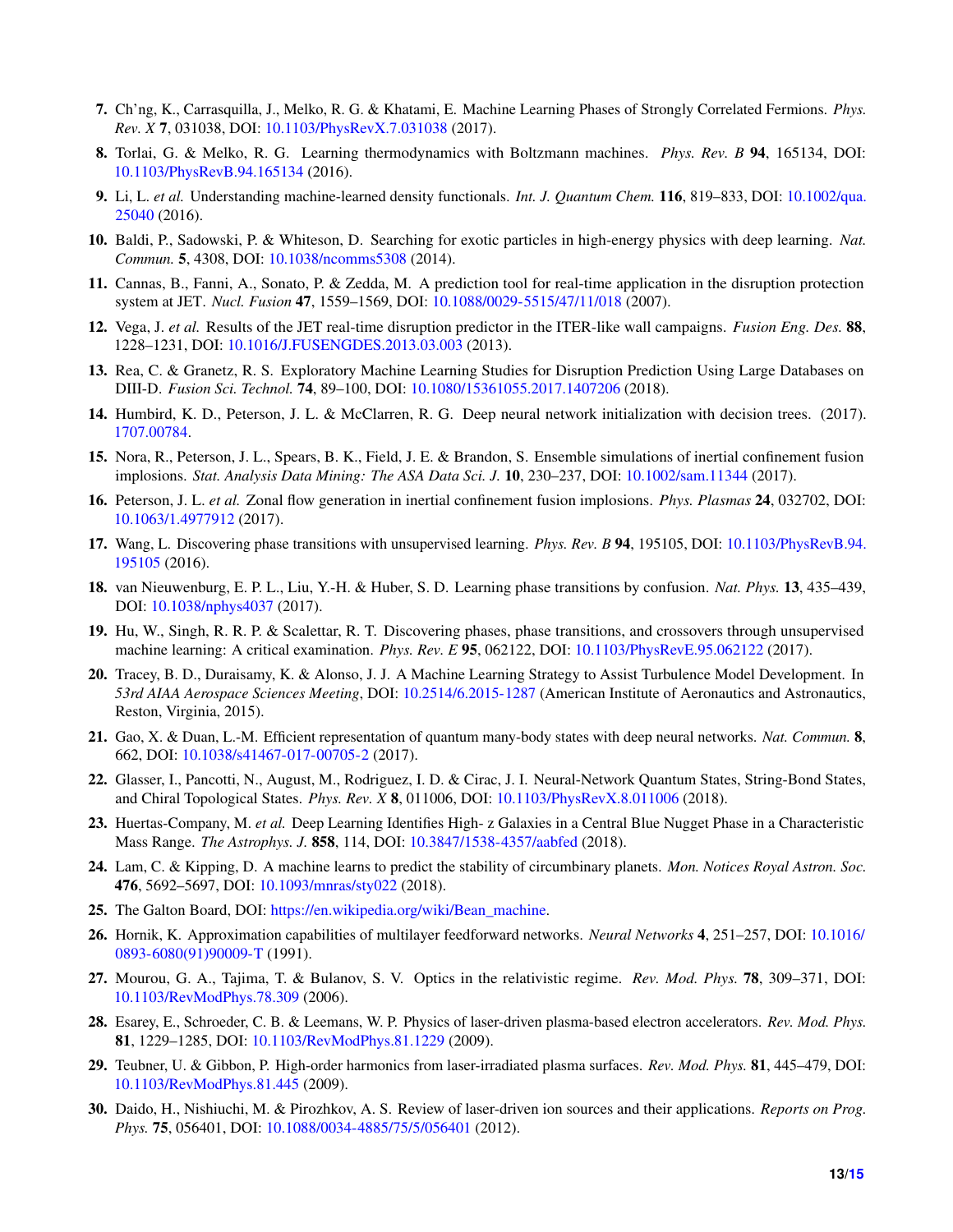7. Ch'ng, K., Carrasquilla, J., Melko, R. G. & Khatami, E. Machine Learning Phases of Strongly Correlated Fermions. *Phys. Rev. X* **7**, 031038, DOI: 10.1103/PhysRevX.7.031038 (2017).
8. Torlai, G. & Melko, R. G. Learning thermodynamics with Boltzmann machines. *Phys. Rev. B* **94**, 165134, DOI: 10.1103/PhysRevB.94.165134 (2016).
9. Li, L. *et al.* Understanding machine-learned density functionals. *Int. J. Quantum Chem.* **116**, 819–833, DOI: 10.1002/qua.25040 (2016).
10. Baldi, P., Sadowski, P. & Whiteson, D. Searching for exotic particles in high-energy physics with deep learning. *Nat. Commun.* **5**, 4308, DOI: 10.1038/ncomms5308 (2014).
11. Cannas, B., Fanni, A., Sonato, P. & Zedda, M. A prediction tool for real-time application in the disruption protection system at JET. *Nucl. Fusion* **47**, 1559–1569, DOI: 10.1088/0029-5515/47/11/018 (2007).
12. Vega, J. *et al.* Results of the JET real-time disruption predictor in the ITER-like wall campaigns. *Fusion Eng. Des.* **88**, 1228–1231, DOI: 10.1016/J.FUSENGDES.2013.03.003 (2013).
13. Rea, C. & Granetz, R. S. Exploratory Machine Learning Studies for Disruption Prediction Using Large Databases on DIII-D. *Fusion Sci. Technol.* **74**, 89–100, DOI: 10.1080/15361055.2017.1407206 (2018).
14. Humbird, K. D., Peterson, J. L. & McClarren, R. G. Deep neural network initialization with decision trees. (2017). 1707.00784.
15. Nora, R., Peterson, J. L., Spears, B. K., Field, J. E. & Brandon, S. Ensemble simulations of inertial confinement fusion implosions. *Stat. Analysis Data Mining: The ASA Data Sci. J.* **10**, 230–237, DOI: 10.1002/sam.11344 (2017).
16. Peterson, J. L. *et al.* Zonal flow generation in inertial confinement fusion implosions. *Phys. Plasmas* **24**, 032702, DOI: 10.1063/1.4977912 (2017).
17. Wang, L. Discovering phase transitions with unsupervised learning. *Phys. Rev. B* **94**, 195105, DOI: 10.1103/PhysRevB.94.195105 (2016).
18. van Nieuwenburg, E. P. L., Liu, Y.-H. & Huber, S. D. Learning phase transitions by confusion. *Nat. Phys.* **13**, 435–439, DOI: 10.1038/nphys4037 (2017).
19. Hu, W., Singh, R. R. P. & Scalettar, R. T. Discovering phases, phase transitions, and crossovers through unsupervised machine learning: A critical examination. *Phys. Rev. E* **95**, 062122, DOI: 10.1103/PhysRevE.95.062122 (2017).
20. Tracey, B. D., Duraisamy, K. & Alonso, J. J. A Machine Learning Strategy to Assist Turbulence Model Development. In *53rd AIAA Aerospace Sciences Meeting*, DOI: 10.2514/6.2015-1287 (American Institute of Aeronautics and Astronautics, Reston, Virginia, 2015).
21. Gao, X. & Duan, L.-M. Efficient representation of quantum many-body states with deep neural networks. *Nat. Commun.* **8**, 662, DOI: 10.1038/s41467-017-00705-2 (2017).
22. Glasser, I., Pancotti, N., August, M., Rodriguez, I. D. & Cirac, J. I. Neural-Network Quantum States, String-Bond States, and Chiral Topological States. *Phys. Rev. X* **8**, 011006, DOI: 10.1103/PhysRevX.8.011006 (2018).
23. Huertas-Company, M. *et al.* Deep Learning Identifies High- z Galaxies in a Central Blue Nugget Phase in a Characteristic Mass Range. *The Astrophys. J.* **858**, 114, DOI: 10.3847/1538-4357/aabfed (2018).
24. Lam, C. & Kipping, D. A machine learns to predict the stability of circumbinary planets. *Mon. Notices Royal Astron. Soc.* **476**, 5692–5697, DOI: 10.1093/mnras/sty022 (2018).
25. The Galton Board, DOI: https://en.wikipedia.org/wiki/Bean_machine.
26. Hornik, K. Approximation capabilities of multilayer feedforward networks. *Neural Networks* **4**, 251–257, DOI: 10.1016/0893-6080(91)90009-T (1991).
27. Mourou, G. A., Tajima, T. & Bulanov, S. V. Optics in the relativistic regime. *Rev. Mod. Phys.* **78**, 309–371, DOI: 10.1103/RevModPhys.78.309 (2006).
28. Esarey, E., Schroeder, C. B. & Leemans, W. P. Physics of laser-driven plasma-based electron accelerators. *Rev. Mod. Phys.* **81**, 1229–1285, DOI: 10.1103/RevModPhys.81.1229 (2009).
29. Teubner, U. & Gibbon, P. High-order harmonics from laser-irradiated plasma surfaces. *Rev. Mod. Phys.* **81**, 445–479, DOI: 10.1103/RevModPhys.81.445 (2009).
30. Daido, H., Nishiuchi, M. & Pirozhkov, A. S. Review of laser-driven ion sources and their applications. *Reports on Prog. Phys.* **75**, 056401, DOI: 10.1088/0034-4885/75/5/056401 (2012).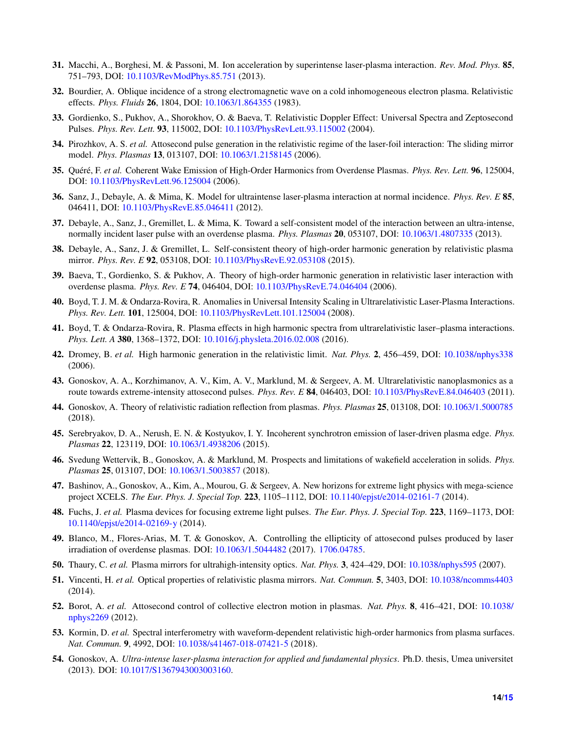**31.** Macchi, A., Borghesi, M. & Passoni, M. Ion acceleration by superintense laser-plasma interaction. *Rev. Mod. Phys.* **85**, 751–793, DOI: 10.1103/RevModPhys.85.751 (2013).

**32.** Bourdier, A. Oblique incidence of a strong electromagnetic wave on a cold inhomogeneous electron plasma. Relativistic effects. *Phys. Fluids* **26**, 1804, DOI: 10.1063/1.864355 (1983).

**33.** Gordienko, S., Pukhov, A., Shorokhov, O. & Baeva, T. Relativistic Doppler Effect: Universal Spectra and Zeptosecond Pulses. *Phys. Rev. Lett.* **93**, 115002, DOI: 10.1103/PhysRevLett.93.115002 (2004).

**34.** Pirozhkov, A. S. *et al.* Attosecond pulse generation in the relativistic regime of the laser-foil interaction: The sliding mirror model. *Phys. Plasmas* **13**, 013107, DOI: 10.1063/1.2158145 (2006).

**35.** Quéré, F. *et al.* Coherent Wake Emission of High-Order Harmonics from Overdense Plasmas. *Phys. Rev. Lett.* **96**, 125004, DOI: 10.1103/PhysRevLett.96.125004 (2006).

**36.** Sanz, J., Debayle, A. & Mima, K. Model for ultraintense laser-plasma interaction at normal incidence. *Phys. Rev. E* **85**, 046411, DOI: 10.1103/PhysRevE.85.046411 (2012).

**37.** Debayle, A., Sanz, J., Gremillet, L. & Mima, K. Toward a self-consistent model of the interaction between an ultra-intense, normally incident laser pulse with an overdense plasma. *Phys. Plasmas* **20**, 053107, DOI: 10.1063/1.4807335 (2013).

**38.** Debayle, A., Sanz, J. & Gremillet, L. Self-consistent theory of high-order harmonic generation by relativistic plasma mirror. *Phys. Rev. E* **92**, 053108, DOI: 10.1103/PhysRevE.92.053108 (2015).

**39.** Baeva, T., Gordienko, S. & Pukhov, A. Theory of high-order harmonic generation in relativistic laser interaction with overdense plasma. *Phys. Rev. E* **74**, 046404, DOI: 10.1103/PhysRevE.74.046404 (2006).

**40.** Boyd, T. J. M. & Ondarza-Rovira, R. Anomalies in Universal Intensity Scaling in Ultrarelativistic Laser-Plasma Interactions. *Phys. Rev. Lett.* **101**, 125004, DOI: 10.1103/PhysRevLett.101.125004 (2008).

**41.** Boyd, T. & Ondarza-Rovira, R. Plasma effects in high harmonic spectra from ultrarelativistic laser–plasma interactions. *Phys. Lett. A* **380**, 1368–1372, DOI: 10.1016/j.physleta.2016.02.008 (2016).

**42.** Dromey, B. *et al.* High harmonic generation in the relativistic limit. *Nat. Phys.* **2**, 456–459, DOI: 10.1038/nphys338 (2006).

**43.** Gonoskov, A. A., Korzhimanov, A. V., Kim, A. V., Marklund, M. & Sergeev, A. M. Ultrarelativistic nanoplasmonics as a route towards extreme-intensity attosecond pulses. *Phys. Rev. E* **84**, 046403, DOI: 10.1103/PhysRevE.84.046403 (2011).

**44.** Gonoskov, A. Theory of relativistic radiation reflection from plasmas. *Phys. Plasmas* **25**, 013108, DOI: 10.1063/1.5000785 (2018).

**45.** Serebryakov, D. A., Nerush, E. N. & Kostyukov, I. Y. Incoherent synchrotron emission of laser-driven plasma edge. *Phys. Plasmas* **22**, 123119, DOI: 10.1063/1.4938206 (2015).

**46.** Svedung Wettervik, B., Gonoskov, A. & Marklund, M. Prospects and limitations of wakefield acceleration in solids. *Phys. Plasmas* **25**, 013107, DOI: 10.1063/1.5003857 (2018).

**47.** Bashinov, A., Gonoskov, A., Kim, A., Mourou, G. & Sergeev, A. New horizons for extreme light physics with mega-science project XCELS. *The Eur. Phys. J. Special Top.* **223**, 1105–1112, DOI: 10.1140/epjst/e2014-02161-7 (2014).

**48.** Fuchs, J. *et al.* Plasma devices for focusing extreme light pulses. *The Eur. Phys. J. Special Top.* **223**, 1169–1173, DOI: 10.1140/epjst/e2014-02169-y (2014).

**49.** Blanco, M., Flores-Arias, M. T. & Gonoskov, A. Controlling the ellipticity of attosecond pulses produced by laser irradiation of overdense plasmas. DOI: 10.1063/1.5044482 (2017). 1706.04785.

**50.** Thaury, C. *et al.* Plasma mirrors for ultrahigh-intensity optics. *Nat. Phys.* **3**, 424–429, DOI: 10.1038/nphys595 (2007).

**51.** Vincenti, H. *et al.* Optical properties of relativistic plasma mirrors. *Nat. Commun.* **5**, 3403, DOI: 10.1038/ncomms4403 (2014).

**52.** Borot, A. *et al.* Attosecond control of collective electron motion in plasmas. *Nat. Phys.* **8**, 416–421, DOI: 10.1038/nphys2269 (2012).

**53.** Kormin, D. *et al.* Spectral interferometry with waveform-dependent relativistic high-order harmonics from plasma surfaces. *Nat. Commun.* **9**, 4992, DOI: 10.1038/s41467-018-07421-5 (2018).

**54.** Gonoskov, A. *Ultra-intense laser-plasma interaction for applied and fundamental physics*. Ph.D. thesis, Umea universitet (2013). DOI: 10.1017/S1367943003003160.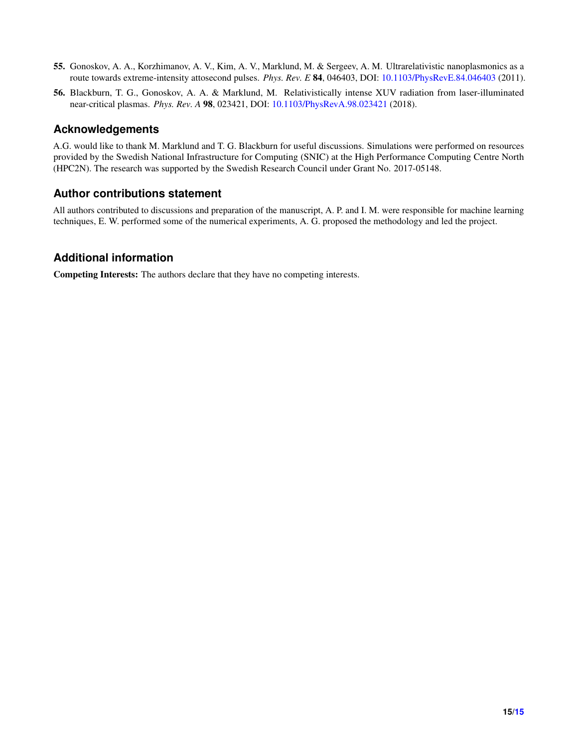55. Gonoskov, A. A., Korzhimanov, A. V., Kim, A. V., Marklund, M. & Sergeev, A. M. Ultrarelativistic nanoplasmonics as a route towards extreme-intensity attosecond pulses. *Phys. Rev. E* **84**, 046403, DOI: 10.1103/PhysRevE.84.046403 (2011).

56. Blackburn, T. G., Gonoskov, A. A. & Marklund, M. Relativistically intense XUV radiation from laser-illuminated near-critical plasmas. *Phys. Rev. A* **98**, 023421, DOI: 10.1103/PhysRevA.98.023421 (2018).

## Acknowledgements

A.G. would like to thank M. Marklund and T. G. Blackburn for useful discussions. Simulations were performed on resources provided by the Swedish National Infrastructure for Computing (SNIC) at the High Performance Computing Centre North (HPC2N). The research was supported by the Swedish Research Council under Grant No. 2017-05148.

## Author contributions statement

All authors contributed to discussions and preparation of the manuscript, A. P. and I. M. were responsible for machine learning techniques, E. W. performed some of the numerical experiments, A. G. proposed the methodology and led the project.

## Additional information

**Competing Interests:** The authors declare that they have no competing interests.